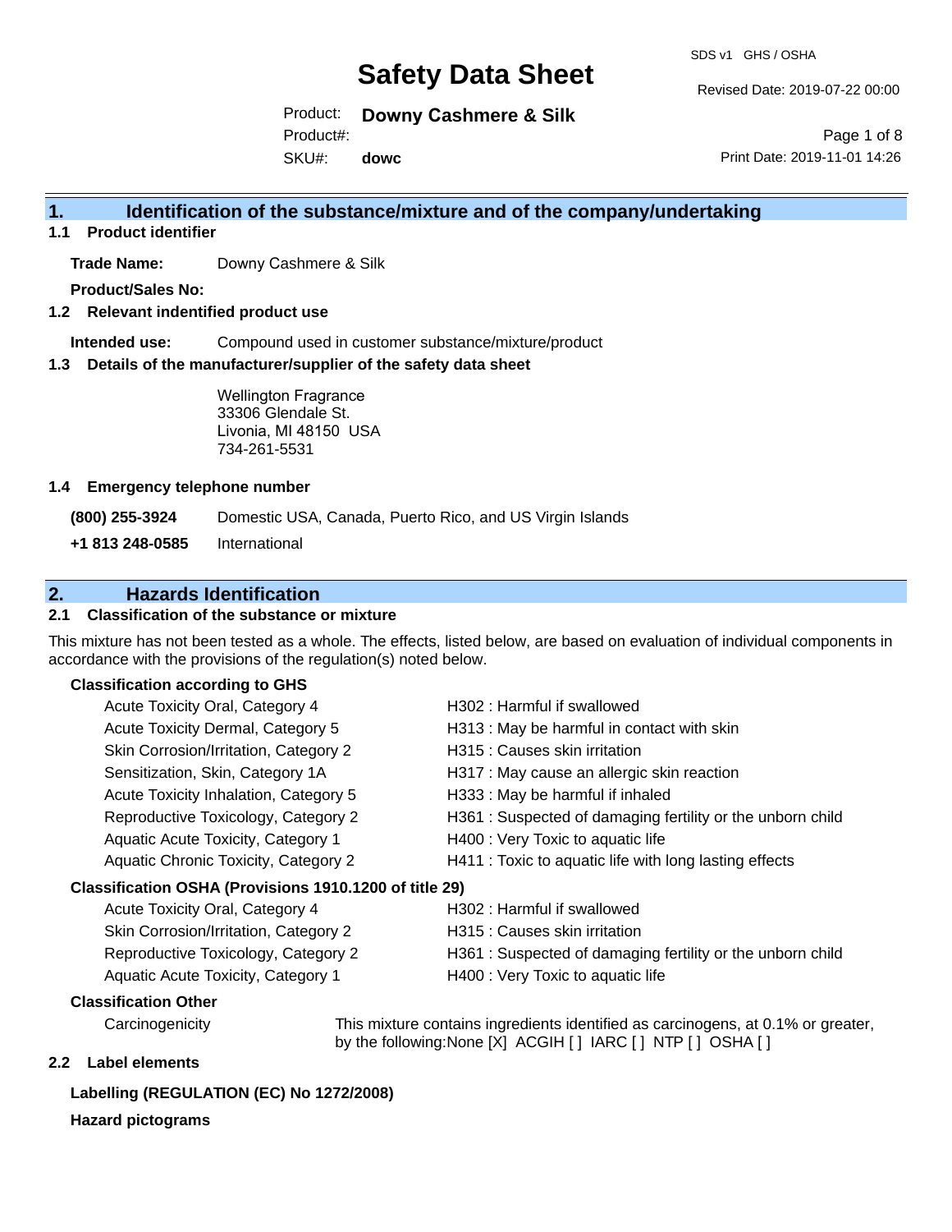# Safety Data Sheet

SDS v1 GHS / OSHA

Revised Date: 2019-07-22 00:00

Product: **Downy Cashmere & Silk**

Product#:

SKU#: **dowc**

Print Date: 2019-11-01 14:26

## 1. Identification of the substance/mixture and of the company/undertaking

### 1.1 Product identifier

**Trade Name:** Downy Cashmere & Silk

**Product/Sales No:**

### 1.2 Relevant identified product use

**Intended use:** Compound used in customer substance/mixture/product

### 1.3 Details of the manufacturer/supplier of the safety data sheet

Wellington Fragrance
33306 Glendale St.
Livonia, MI 48150 USA
734-261-5531

### 1.4 Emergency telephone number

**(800) 255-3924** Domestic USA, Canada, Puerto Rico, and US Virgin Islands

**+1 813 248-0585** International

## 2. Hazards Identification

### 2.1 Classification of the substance or mixture

This mixture has not been tested as a whole. The effects, listed below, are based on evaluation of individual components in accordance with the provisions of the regulation(s) noted below.

**Classification according to GHS**

| | |
|---|---|
| Acute Toxicity Oral, Category 4 | H302 : Harmful if swallowed |
| Acute Toxicity Dermal, Category 5 | H313 : May be harmful in contact with skin |
| Skin Corrosion/Irritation, Category 2 | H315 : Causes skin irritation |
| Sensitization, Skin, Category 1A | H317 : May cause an allergic skin reaction |
| Acute Toxicity Inhalation, Category 5 | H333 : May be harmful if inhaled |
| Reproductive Toxicology, Category 2 | H361 : Suspected of damaging fertility or the unborn child |
| Aquatic Acute Toxicity, Category 1 | H400 : Very Toxic to aquatic life |
| Aquatic Chronic Toxicity, Category 2 | H411 : Toxic to aquatic life with long lasting effects |

**Classification OSHA (Provisions 1910.1200 of title 29)**

| | |
|---|---|
| Acute Toxicity Oral, Category 4 | H302 : Harmful if swallowed |
| Skin Corrosion/Irritation, Category 2 | H315 : Causes skin irritation |
| Reproductive Toxicology, Category 2 | H361 : Suspected of damaging fertility or the unborn child |
| Aquatic Acute Toxicity, Category 1 | H400 : Very Toxic to aquatic life |

**Classification Other**

Carcinogenicity: This mixture contains ingredients identified as carcinogens, at 0.1% or greater, by the following:None [X] ACGIH [ ] IARC [ ] NTP [ ] OSHA [ ]

### 2.2 Label elements

**Labelling (REGULATION (EC) No 1272/2008)**

**Hazard pictograms**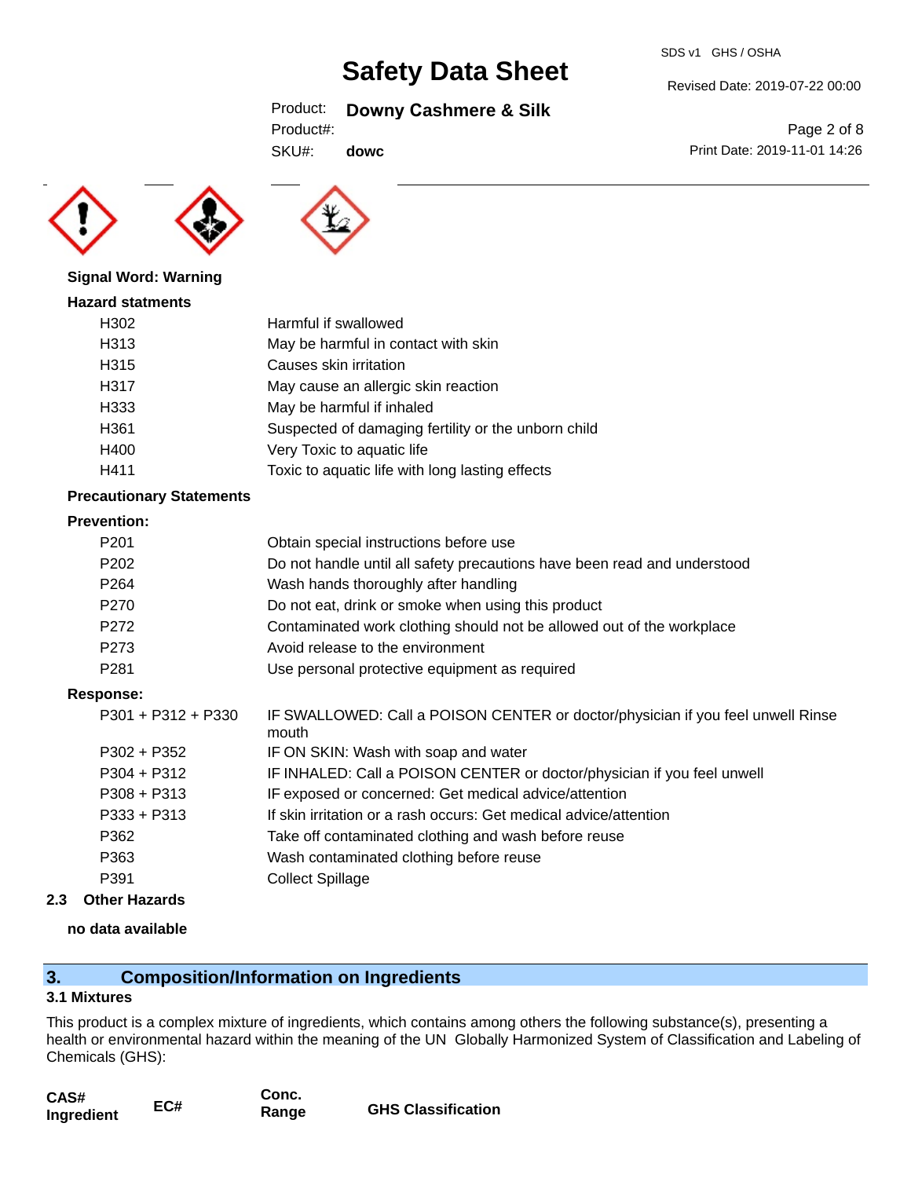**Signal Word: Warning**

**Hazard statments**

| | |
|---|---|
| H302 | Harmful if swallowed |
| H313 | May be harmful in contact with skin |
| H315 | Causes skin irritation |
| H317 | May cause an allergic skin reaction |
| H333 | May be harmful if inhaled |
| H361 | Suspected of damaging fertility or the unborn child |
| H400 | Very Toxic to aquatic life |
| H411 | Toxic to aquatic life with long lasting effects |

**Precautionary Statements**

**Prevention:**

| | |
|---|---|
| P201 | Obtain special instructions before use |
| P202 | Do not handle until all safety precautions have been read and understood |
| P264 | Wash hands thoroughly after handling |
| P270 | Do not eat, drink or smoke when using this product |
| P272 | Contaminated work clothing should not be allowed out of the workplace |
| P273 | Avoid release to the environment |
| P281 | Use personal protective equipment as required |

**Response:**

| | |
|---|---|
| P301 + P312 + P330 | IF SWALLOWED: Call a POISON CENTER or doctor/physician if you feel unwell Rinse mouth |
| P302 + P352 | IF ON SKIN: Wash with soap and water |
| P304 + P312 | IF INHALED: Call a POISON CENTER or doctor/physician if you feel unwell |
| P308 + P313 | IF exposed or concerned: Get medical advice/attention |
| P333 + P313 | If skin irritation or a rash occurs: Get medical advice/attention |
| P362 | Take off contaminated clothing and wash before reuse |
| P363 | Wash contaminated clothing before reuse |
| P391 | Collect Spillage |

### 2.3 Other Hazards

**no data available**

## 3. Composition/Information on Ingredients

### 3.1 Mixtures

This product is a complex mixture of ingredients, which contains among others the following substance(s), presenting a health or environmental hazard within the meaning of the UN Globally Harmonized System of Classification and Labeling of Chemicals (GHS):

| CAS# Ingredient | EC# | Conc. Range | GHS Classification |
|---|---|---|---|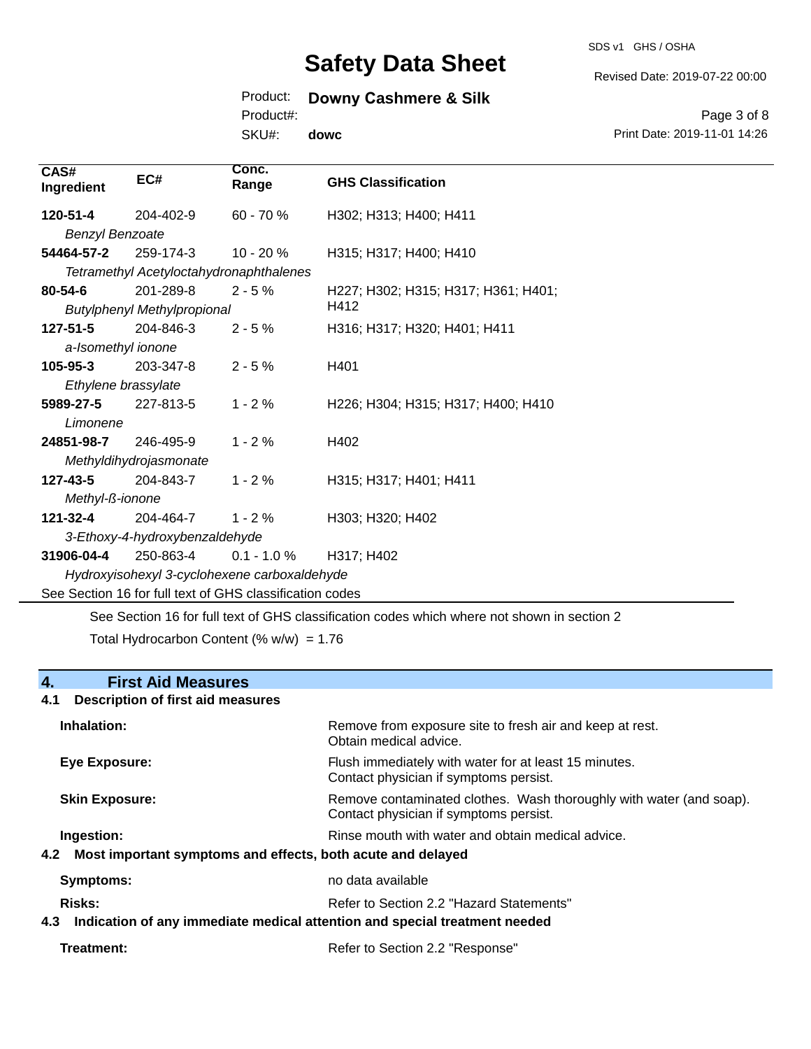| CAS# Ingredient | EC# | Conc. Range | GHS Classification |
|---|---|---|---|
| **120-51-4** *Benzyl Benzoate* | 204-402-9 | 60 - 70 % | H302; H313; H400; H411 |
| **54464-57-2** *Tetramethyl Acetyloctahydronaphthalenes* | 259-174-3 | 10 - 20 % | H315; H317; H400; H410 |
| **80-54-6** *Butylphenyl Methylpropional* | 201-289-8 | 2 - 5 % | H227; H302; H315; H317; H361; H401; H412 |
| **127-51-5** *a-Isomethyl ionone* | 204-846-3 | 2 - 5 % | H316; H317; H320; H401; H411 |
| **105-95-3** *Ethylene brassylate* | 203-347-8 | 2 - 5 % | H401 |
| **5989-27-5** *Limonene* | 227-813-5 | 1 - 2 % | H226; H304; H315; H317; H400; H410 |
| **24851-98-7** *Methyldihydrojasmonate* | 246-495-9 | 1 - 2 % | H402 |
| **127-43-5** *Methyl-ß-ionone* | 204-843-7 | 1 - 2 % | H315; H317; H401; H411 |
| **121-32-4** *3-Ethoxy-4-hydroxybenzaldehyde* | 204-464-7 | 1 - 2 % | H303; H320; H402 |
| **31906-04-4** *Hydroxyisohexyl 3-cyclohexene carboxaldehyde* | 250-863-4 | 0.1 - 1.0 % | H317; H402 |

See Section 16 for full text of GHS classification codes

See Section 16 for full text of GHS classification codes which where not shown in section 2

Total Hydrocarbon Content (% w/w) = 1.76

## 4. First Aid Measures

### 4.1 Description of first aid measures

**Inhalation:** Remove from exposure site to fresh air and keep at rest. Obtain medical advice.

**Eye Exposure:** Flush immediately with water for at least 15 minutes. Contact physician if symptoms persist.

**Skin Exposure:** Remove contaminated clothes. Wash thoroughly with water (and soap). Contact physician if symptoms persist.

**Ingestion:** Rinse mouth with water and obtain medical advice.

### 4.2 Most important symptoms and effects, both acute and delayed

**Symptoms:** no data available

**Risks:** Refer to Section 2.2 "Hazard Statements"

### 4.3 Indication of any immediate medical attention and special treatment needed

**Treatment:** Refer to Section 2.2 "Response"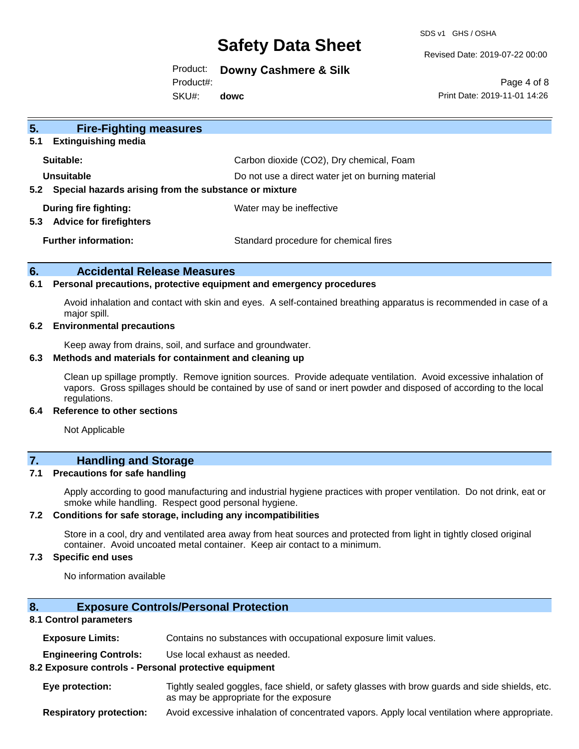## 5. Fire-Fighting measures

### 5.1 Extinguishing media

**Suitable:** Carbon dioxide ($CO_2$), Dry chemical, Foam

**Unsuitable** Do not use a direct water jet on burning material

### 5.2 Special hazards arising from the substance or mixture

**During fire fighting:** Water may be ineffective

### 5.3 Advice for firefighters

**Further information:** Standard procedure for chemical fires

## 6. Accidental Release Measures

### 6.1 Personal precautions, protective equipment and emergency procedures

Avoid inhalation and contact with skin and eyes. A self-contained breathing apparatus is recommended in case of a major spill.

### 6.2 Environmental precautions

Keep away from drains, soil, and surface and groundwater.

### 6.3 Methods and materials for containment and cleaning up

Clean up spillage promptly. Remove ignition sources. Provide adequate ventilation. Avoid excessive inhalation of vapors. Gross spillages should be contained by use of sand or inert powder and disposed of according to the local regulations.

### 6.4 Reference to other sections

Not Applicable

## 7. Handling and Storage

### 7.1 Precautions for safe handling

Apply according to good manufacturing and industrial hygiene practices with proper ventilation. Do not drink, eat or smoke while handling. Respect good personal hygiene.

### 7.2 Conditions for safe storage, including any incompatibilities

Store in a cool, dry and ventilated area away from heat sources and protected from light in tightly closed original container. Avoid uncoated metal container. Keep air contact to a minimum.

### 7.3 Specific end uses

No information available

## 8. Exposure Controls/Personal Protection

### 8.1 Control parameters

**Exposure Limits:** Contains no substances with occupational exposure limit values.

**Engineering Controls:** Use local exhaust as needed.

### 8.2 Exposure controls - Personal protective equipment

**Eye protection:** Tightly sealed goggles, face shield, or safety glasses with brow guards and side shields, etc. as may be appropriate for the exposure

**Respiratory protection:** Avoid excessive inhalation of concentrated vapors. Apply local ventilation where appropriate.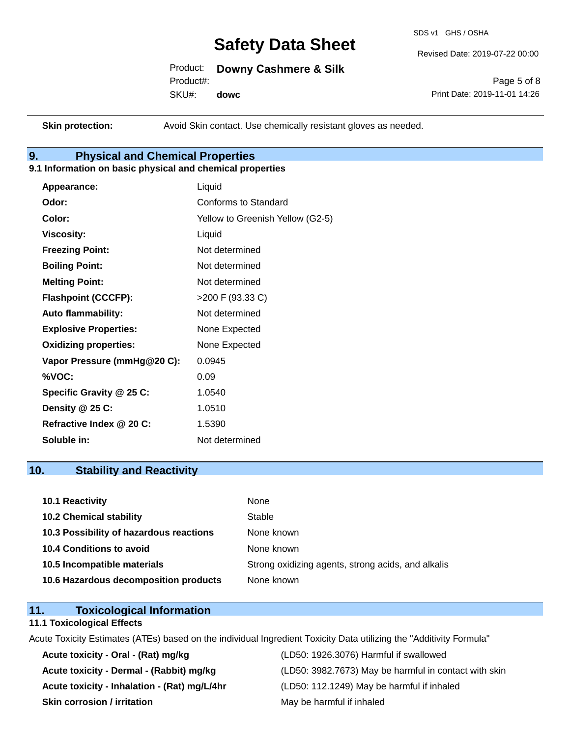| | |
|---|---|
| **Skin protection:** | Avoid Skin contact. Use chemically resistant gloves as needed. |

## 9. Physical and Chemical Properties

### 9.1 Information on basic physical and chemical properties

| | |
|---|---|
| **Appearance:** | Liquid |
| **Odor:** | Conforms to Standard |
| **Color:** | Yellow to Greenish Yellow (G2-5) |
| **Viscosity:** | Liquid |
| **Freezing Point:** | Not determined |
| **Boiling Point:** | Not determined |
| **Melting Point:** | Not determined |
| **Flashpoint (CCCFP):** | >200 F (93.33 C) |
| **Auto flammability:** | Not determined |
| **Explosive Properties:** | None Expected |
| **Oxidizing properties:** | None Expected |
| **Vapor Pressure (mmHg@20 C):** | 0.0945 |
| **%VOC:** | 0.09 |
| **Specific Gravity @ 25 C:** | 1.0540 |
| **Density @ 25 C:** | 1.0510 |
| **Refractive Index @ 20 C:** | 1.5390 |
| **Soluble in:** | Not determined |

## 10. Stability and Reactivity

| | |
|---|---|
| **10.1 Reactivity** | None |
| **10.2 Chemical stability** | Stable |
| **10.3 Possibility of hazardous reactions** | None known |
| **10.4 Conditions to avoid** | None known |
| **10.5 Incompatible materials** | Strong oxidizing agents, strong acids, and alkalis |
| **10.6 Hazardous decomposition products** | None known |

## 11. Toxicological Information

### 11.1 Toxicological Effects

Acute Toxicity Estimates (ATEs) based on the individual Ingredient Toxicity Data utilizing the "Additivity Formula"

| | |
|---|---|
| **Acute toxicity - Oral - (Rat) mg/kg** | (LD50: 1926.3076) Harmful if swallowed |
| **Acute toxicity - Dermal - (Rabbit) mg/kg** | (LD50: 3982.7673) May be harmful in contact with skin |
| **Acute toxicity - Inhalation - (Rat) mg/L/4hr** | (LD50: 112.1249) May be harmful if inhaled |
| **Skin corrosion / irritation** | May be harmful if inhaled |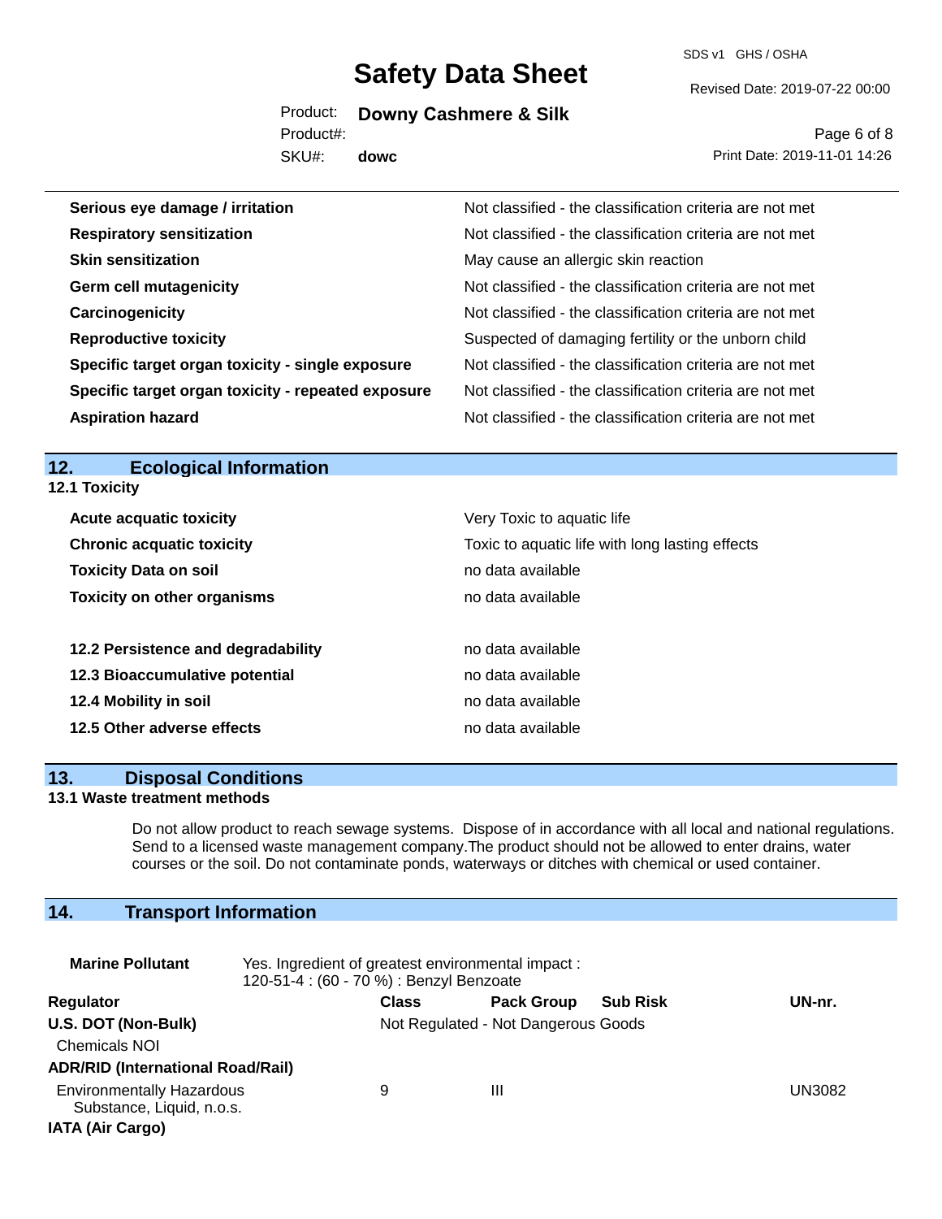| | |
|---|---|
| **Serious eye damage / irritation** | Not classified - the classification criteria are not met |
| **Respiratory sensitization** | Not classified - the classification criteria are not met |
| **Skin sensitization** | May cause an allergic skin reaction |
| **Germ cell mutagenicity** | Not classified - the classification criteria are not met |
| **Carcinogenicity** | Not classified - the classification criteria are not met |
| **Reproductive toxicity** | Suspected of damaging fertility or the unborn child |
| **Specific target organ toxicity - single exposure** | Not classified - the classification criteria are not met |
| **Specific target organ toxicity - repeated exposure** | Not classified - the classification criteria are not met |
| **Aspiration hazard** | Not classified - the classification criteria are not met |

## 12. Ecological Information

### 12.1 Toxicity

| | |
|---|---|
| **Acute acquatic toxicity** | Very Toxic to aquatic life |
| **Chronic acquatic toxicity** | Toxic to aquatic life with long lasting effects |
| **Toxicity Data on soil** | no data available |
| **Toxicity on other organisms** | no data available |

| | |
|---|---|
| **12.2 Persistence and degradability** | no data available |
| **12.3 Bioaccumulative potential** | no data available |
| **12.4 Mobility in soil** | no data available |
| **12.5 Other adverse effects** | no data available |

## 13. Disposal Conditions

### 13.1 Waste treatment methods

Do not allow product to reach sewage systems. Dispose of in accordance with all local and national regulations. Send to a licensed waste management company.The product should not be allowed to enter drains, water courses or the soil. Do not contaminate ponds, waterways or ditches with chemical or used container.

## 14. Transport Information

**Marine Pollutant** Yes. Ingredient of greatest environmental impact : 120-51-4 : (60 - 70 %) : Benzyl Benzoate

| Regulator | Class | Pack Group | Sub Risk | UN-nr. |
|---|---|---|---|---|
| **U.S. DOT (Non-Bulk)** | Not Regulated - Not Dangerous Goods | | | |
| Chemicals NOI | | | | |
| **ADR/RID (International Road/Rail)** | | | | |
| Environmentally Hazardous Substance, Liquid, n.o.s. | 9 | III | | UN3082 |
| **IATA (Air Cargo)** | | | | |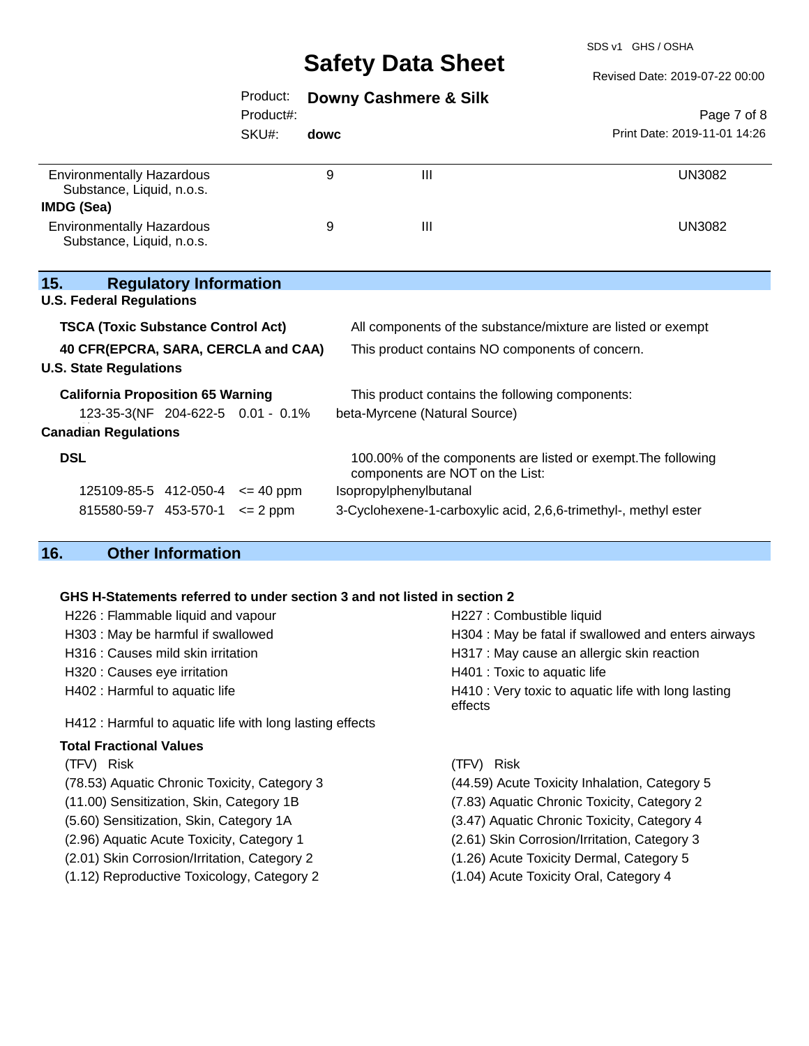| | | | |
|---|---|---|---|
| Environmentally Hazardous Substance, Liquid, n.o.s. | 9 | III | UN3082 |
| **IMDG (Sea)** | | | |
| Environmentally Hazardous Substance, Liquid, n.o.s. | 9 | III | UN3082 |

## 15. Regulatory Information

**U.S. Federal Regulations**

**TSCA (Toxic Substance Control Act)** — All components of the substance/mixture are listed or exempt

**40 CFR(EPCRA, SARA, CERCLA and CAA)** — This product contains NO components of concern.

**U.S. State Regulations**

**California Proposition 65 Warning** — This product contains the following components:

| | | | |
|---|---|---|---|
| 123-35-3(NF | 204-622-5 | 0.01 - 0.1% | beta-Myrcene (Natural Source) |

**Canadian Regulations**

**DSL** — 100.00% of the components are listed or exempt.The following components are NOT on the List:

| | | | |
|---|---|---|---|
| 125109-85-5 | 412-050-4 | <= 40 ppm | Isopropylphenylbutanal |
| 815580-59-7 | 453-570-1 | <= 2 ppm | 3-Cyclohexene-1-carboxylic acid, 2,6,6-trimethyl-, methyl ester |

## 16. Other Information

**GHS H-Statements referred to under section 3 and not listed in section 2**

- H226 : Flammable liquid and vapour
- H227 : Combustible liquid
- H303 : May be harmful if swallowed
- H304 : May be fatal if swallowed and enters airways
- H316 : Causes mild skin irritation
- H317 : May cause an allergic skin reaction
- H320 : Causes eye irritation
- H401 : Toxic to aquatic life
- H402 : Harmful to aquatic life
- H410 : Very toxic to aquatic life with long lasting effects
- H412 : Harmful to aquatic life with long lasting effects

**Total Fractional Values**

| (TFV) Risk | (TFV) Risk |
|---|---|
| (78.53) Aquatic Chronic Toxicity, Category 3 | (44.59) Acute Toxicity Inhalation, Category 5 |
| (11.00) Sensitization, Skin, Category 1B | (7.83) Aquatic Chronic Toxicity, Category 2 |
| (5.60) Sensitization, Skin, Category 1A | (3.47) Aquatic Chronic Toxicity, Category 4 |
| (2.96) Aquatic Acute Toxicity, Category 1 | (2.61) Skin Corrosion/Irritation, Category 3 |
| (2.01) Skin Corrosion/Irritation, Category 2 | (1.26) Acute Toxicity Dermal, Category 5 |
| (1.12) Reproductive Toxicology, Category 2 | (1.04) Acute Toxicity Oral, Category 4 |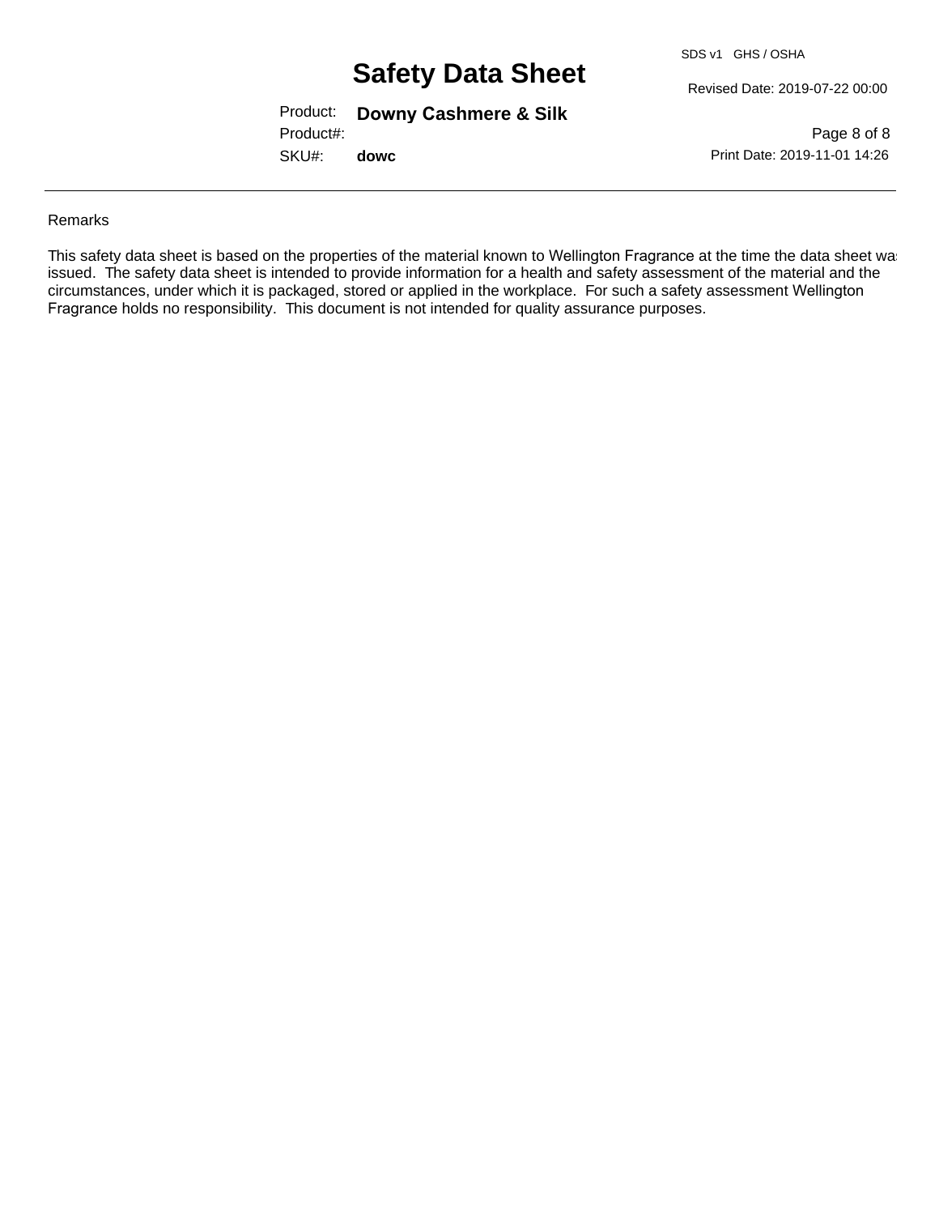## Remarks

This safety data sheet is based on the properties of the material known to Wellington Fragrance at the time the data sheet was issued. The safety data sheet is intended to provide information for a health and safety assessment of the material and the circumstances, under which it is packaged, stored or applied in the workplace. For such a safety assessment Wellington Fragrance holds no responsibility. This document is not intended for quality assurance purposes.